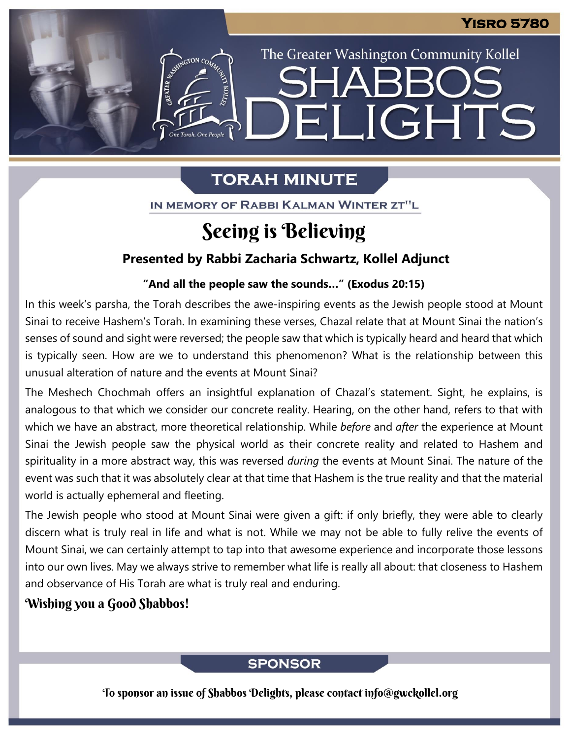# The Greater Washington Community Kollel

# SHABBOS DELIGHTS

**Yisro 5780**

## TORAH MINUTE

IN MEMORY OF RABBI KALMAN WINTER ZT"L

# Seeing is Believing

**Presented by Rabbi Zacharia Schwartz, Kollel Adjunct**

**"And all the people saw the sounds…" (Exodus 20:15)**

In this week's parsha, the Torah describes the awe-inspiring events as the Jewish people stood at Mount Sinai to receive Hashem's Torah. In examining these verses, Chazal relate that at Mount Sinai the nation's senses of sound and sight were reversed; the people saw that which is typically heard and heard that which is typically seen. How are we to understand this phenomenon? What is the relationship between this unusual alteration of nature and the events at Mount Sinai?

The Meshech Chochmah offers an insightful explanation of Chazal's statement. Sight, he explains, is analogous to that which we consider our concrete reality. Hearing, on the other hand, refers to that with which we have an abstract, more theoretical relationship. While *before* and *after* the experience at Mount Sinai the Jewish people saw the physical world as their concrete reality and related to Hashem and spirituality in a more abstract way, this was reversed *during* the events at Mount Sinai. The nature of the event was such that it was absolutely clear at that time that Hashem is the true reality and that the material world is actually ephemeral and fleeting.

The Jewish people who stood at Mount Sinai were given a gift: if only briefly, they were able to clearly discern what is truly real in life and what is not. While we may not be able to fully relive the events of Mount Sinai, we can certainly attempt to tap into that awesome experience and incorporate those lessons into our own lives. May we always strive to remember what life is really all about: that closeness to Hashem and observance of His Torah are what is truly real and enduring.

**Wishing you a Good Shabbos!**

## SPONSOR

To sponsor an issue of Shabbos Delights, please contact info@gwckollel.org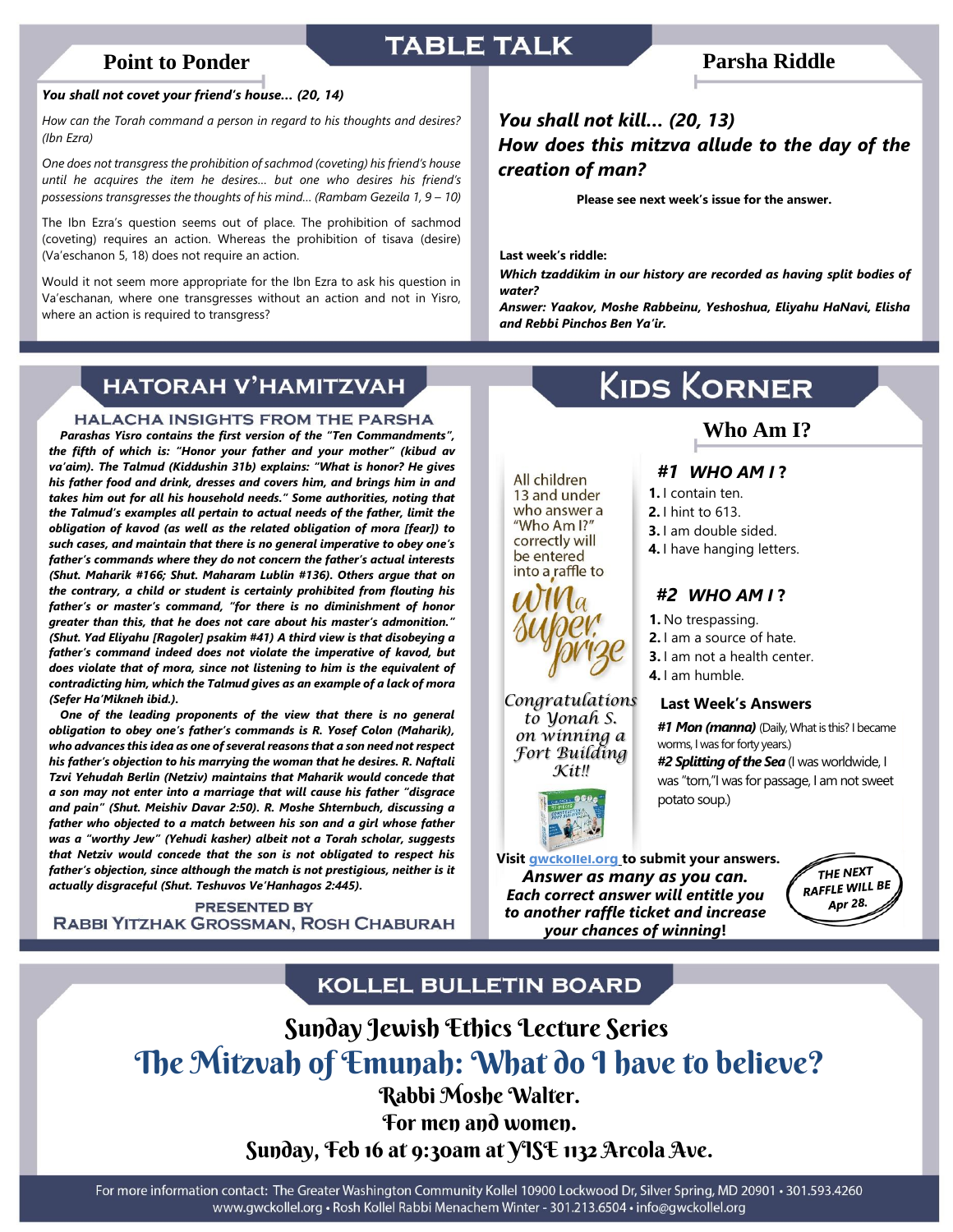# TABLE TALK

## Point to Ponder

***You shall not covet your friend's house... (20, 14)***

*How can the Torah command a person in regard to his thoughts and desires? (Ibn Ezra)*

*One does not transgress the prohibition of sachmod (coveting) his friend's house until he acquires the item he desires... but one who desires his friend's possessions transgresses the thoughts of his mind... (Rambam Gezeila 1, 9 – 10)*

The Ibn Ezra's question seems out of place. The prohibition of sachmod (coveting) requires an action. Whereas the prohibition of tisava (desire) (Va'eschanon 5, 18) does not require an action.

Would it not seem more appropriate for the Ibn Ezra to ask his question in Va'eschanan, where one transgresses without an action and not in Yisro, where an action is required to transgress?

## Parsha Riddle

***You shall not kill... (20, 13)***
***How does this mitzva allude to the day of the creation of man?***

**Please see next week's issue for the answer.**

**Last week's riddle:**

***Which tzaddikim in our history are recorded as having split bodies of water?***

***Answer: Yaakov, Moshe Rabbeinu, Yeshoshua, Eliyahu HaNavi, Elisha and Rebbi Pinchos Ben Ya'ir.***

# HATORAH V'HAMITZVAH

## HALACHA INSIGHTS FROM THE PARSHA

***Parashas Yisro contains the first version of the "Ten Commandments", the fifth of which is: "Honor your father and your mother" (kibud av va'aim). The Talmud (Kiddushin 31b) explains: "What is honor? He gives his father food and drink, dresses and covers him, and brings him in and takes him out for all his household needs." Some authorities, noting that the Talmud's examples all pertain to actual needs of the father, limit the obligation of kavod (as well as the related obligation of mora [fear]) to such cases, and maintain that there is no general imperative to obey one's father's commands where they do not concern the father's actual interests (Shut. Maharik #166; Shut. Maharam Lublin #136). Others argue that on the contrary, a child or student is certainly prohibited from flouting his father's or master's command, "for there is no diminishment of honor greater than this, that he does not care about his master's admonition." (Shut. Yad Eliyahu [Ragoler] psakim #41) A third view is that disobeying a father's command indeed does not violate the imperative of kavod, but does violate that of mora, since not listening to him is the equivalent of contradicting him, which the Talmud gives as an example of a lack of mora (Sefer Ha'Mikneh ibid.).***

***One of the leading proponents of the view that there is no general obligation to obey one's father's commands is R. Yosef Colon (Maharik), who advances this idea as one of several reasons that a son need not respect his father's objection to his marrying the woman that he desires. R. Naftali Tzvi Yehudah Berlin (Netziv) maintains that Maharik would concede that a son may not enter into a marriage that will cause his father "disgrace and pain" (Shut. Meishiv Davar 2:50). R. Moshe Shternbuch, discussing a father who objected to a match between his son and a girl whose father was a "worthy Jew" (Yehudi kasher) albeit not a Torah scholar, suggests that Netziv would concede that the son is not obligated to respect his father's objection, since although the match is not prestigious, neither is it actually disgraceful (Shut. Teshuvos Ve'Hanhagos 2:445).***

PRESENTED BY
RABBI YITZHAK GROSSMAN, ROSH CHABURAH

# KIDS KORNER

## Who Am I?

All children 13 and under who answer a "Who Am I?" correctly will be entered into a raffle to win a super prize

*Congratulations to Yonah S. on winning a Fort Building Kit!!*

### *#1 WHO AM I ?*

**1.** I contain ten.
**2.** I hint to 613.
**3.** I am double sided.
**4.** I have hanging letters.

### *#2 WHO AM I ?*

**1.** No trespassing.
**2.** I am a source of hate.
**3.** I am not a health center.
**4.** I am humble.

### Last Week's Answers

***#1 Mon (manna)*** (Daily, What is this? I became worms, I was for forty years.)

***#2 Splitting of the Sea*** (I was worldwide, I was "torn,"I was for passage, I am not sweet potato soup.)

**Visit gwckollel.org to submit your answers.**
***Answer as many as you can. Each correct answer will entitle you to another raffle ticket and increase your chances of winning!***

*THE NEXT RAFFLE WILL BE Apr 28.*

# KOLLEL BULLETIN BOARD

## Sunday Jewish Ethics Lecture Series

## The Mitzvah of Emunah: What do I have to believe?

**Rabbi Moshe Walter.**
**For men and women.**
**Sunday, Feb 16 at 9:30am at YISE 1132 Arcola Ave.**

For more information contact: The Greater Washington Community Kollel 10900 Lockwood Dr, Silver Spring, MD 20901 • 301.593.4260
www.gwckollel.org • Rosh Kollel Rabbi Menachem Winter - 301.213.6504 • info@gwckollel.org